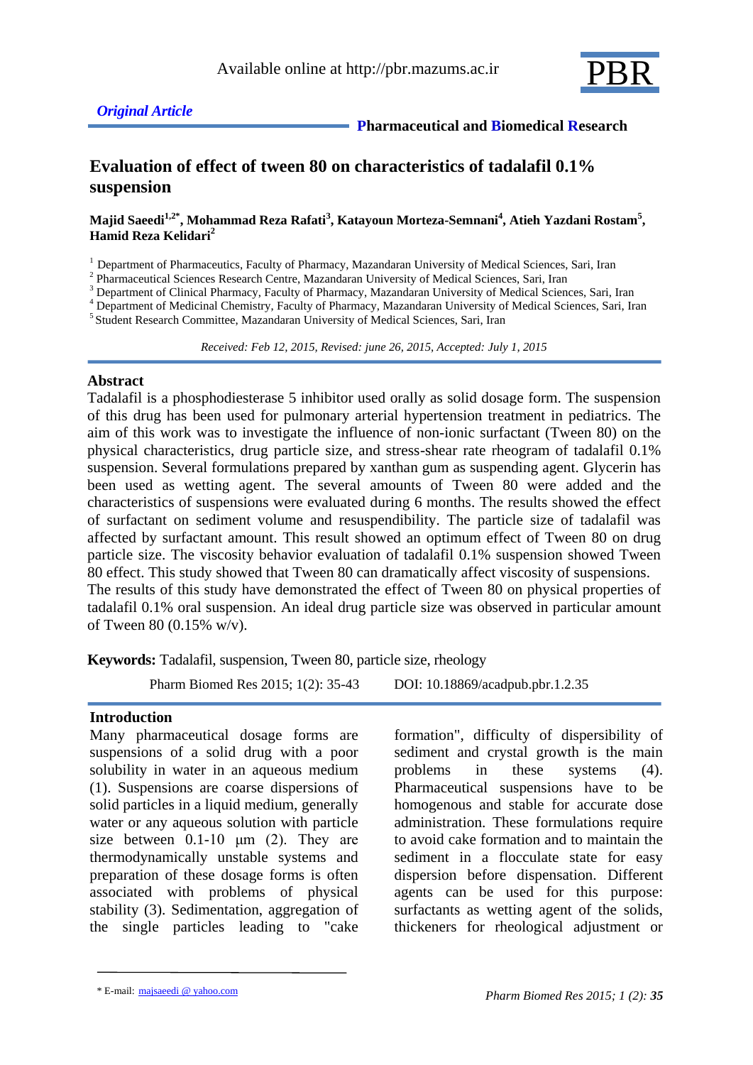Available online at http://pbr.mazums.ac.ir

*Original Article*

**Pharmaceutical and Biomedical Research**

# Evaluation of effect of tween 80 on characteristics of tadalafil 0.1% suspension

**Majid Saeedi[1,2*], Mohammad Reza Rafati[3], Katayoun Morteza-Semnani[4], Atieh Yazdani Rostam[5], Hamid Reza Kelidari[2]**

[1] Department of Pharmaceutics, Faculty of Pharmacy, Mazandaran University of Medical Sciences, Sari, Iran
[2] Pharmaceutical Sciences Research Centre, Mazandaran University of Medical Sciences, Sari, Iran
[3] Department of Clinical Pharmacy, Faculty of Pharmacy, Mazandaran University of Medical Sciences, Sari, Iran
[4] Department of Medicinal Chemistry, Faculty of Pharmacy, Mazandaran University of Medical Sciences, Sari, Iran
[5] Student Research Committee, Mazandaran University of Medical Sciences, Sari, Iran

*Received: Feb 12, 2015, Revised: june 26, 2015, Accepted: July 1, 2015*

## Abstract

Tadalafil is a phosphodiesterase 5 inhibitor used orally as solid dosage form. The suspension of this drug has been used for pulmonary arterial hypertension treatment in pediatrics. The aim of this work was to investigate the influence of non-ionic surfactant (Tween 80) on the physical characteristics, drug particle size, and stress-shear rate rheogram of tadalafil 0.1% suspension. Several formulations prepared by xanthan gum as suspending agent. Glycerin has been used as wetting agent. The several amounts of Tween 80 were added and the characteristics of suspensions were evaluated during 6 months. The results showed the effect of surfactant on sediment volume and resuspendibility. The particle size of tadalafil was affected by surfactant amount. This result showed an optimum effect of Tween 80 on drug particle size. The viscosity behavior evaluation of tadalafil 0.1% suspension showed Tween 80 effect. This study showed that Tween 80 can dramatically affect viscosity of suspensions.
The results of this study have demonstrated the effect of Tween 80 on physical properties of tadalafil 0.1% oral suspension. An ideal drug particle size was observed in particular amount of Tween 80 (0.15% w/v).

**Keywords:** Tadalafil, suspension, Tween 80, particle size, rheology

Pharm Biomed Res 2015; 1(2): 35-43 DOI: 10.18869/acadpub.pbr.1.2.35

## Introduction

Many pharmaceutical dosage forms are suspensions of a solid drug with a poor solubility in water in an aqueous medium (1). Suspensions are coarse dispersions of solid particles in a liquid medium, generally water or any aqueous solution with particle size between 0.1-10 µm (2). They are thermodynamically unstable systems and preparation of these dosage forms is often associated with problems of physical stability (3). Sedimentation, aggregation of the single particles leading to "cake formation", difficulty of dispersibility of sediment and crystal growth is the main problems in these systems (4). Pharmaceutical suspensions have to be homogenous and stable for accurate dose administration. These formulations require to avoid cake formation and to maintain the sediment in a flocculate state for easy dispersion before dispensation. Different agents can be used for this purpose: surfactants as wetting agent of the solids, thickeners for rheological adjustment or

* E-mail: majsaeedi @ yahoo.com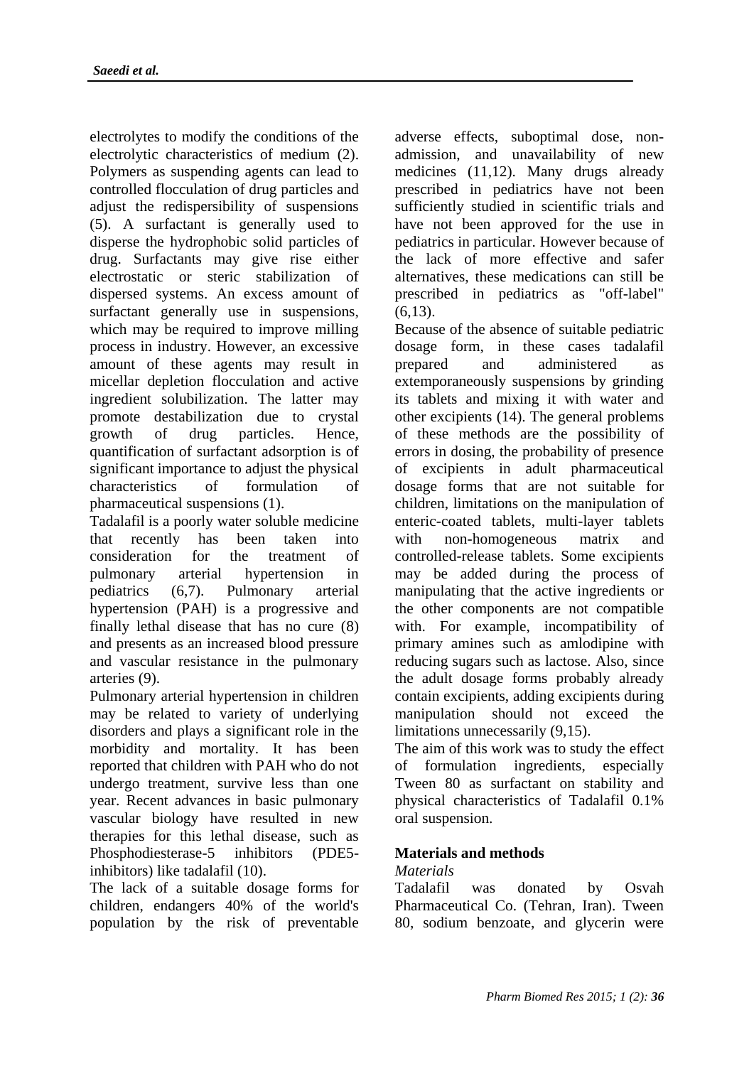electrolytes to modify the conditions of the electrolytic characteristics of medium (2). Polymers as suspending agents can lead to controlled flocculation of drug particles and adjust the redispersibility of suspensions (5). A surfactant is generally used to disperse the hydrophobic solid particles of drug. Surfactants may give rise either electrostatic or steric stabilization of dispersed systems. An excess amount of surfactant generally use in suspensions, which may be required to improve milling process in industry. However, an excessive amount of these agents may result in micellar depletion flocculation and active ingredient solubilization. The latter may promote destabilization due to crystal growth of drug particles. Hence, quantification of surfactant adsorption is of significant importance to adjust the physical characteristics of formulation of pharmaceutical suspensions (1).

Tadalafil is a poorly water soluble medicine that recently has been taken into consideration for the treatment of pulmonary arterial hypertension in pediatrics (6,7). Pulmonary arterial hypertension (PAH) is a progressive and finally lethal disease that has no cure (8) and presents as an increased blood pressure and vascular resistance in the pulmonary arteries (9).

Pulmonary arterial hypertension in children may be related to variety of underlying disorders and plays a significant role in the morbidity and mortality. It has been reported that children with PAH who do not undergo treatment, survive less than one year. Recent advances in basic pulmonary vascular biology have resulted in new therapies for this lethal disease, such as Phosphodiesterase-5 inhibitors (PDE5-inhibitors) like tadalafil (10).

The lack of a suitable dosage forms for children, endangers 40% of the world's population by the risk of preventable adverse effects, suboptimal dose, non-admission, and unavailability of new medicines (11,12). Many drugs already prescribed in pediatrics have not been sufficiently studied in scientific trials and have not been approved for the use in pediatrics in particular. However because of the lack of more effective and safer alternatives, these medications can still be prescribed in pediatrics as "off-label" (6,13).

Because of the absence of suitable pediatric dosage form, in these cases tadalafil prepared and administered as extemporaneously suspensions by grinding its tablets and mixing it with water and other excipients (14). The general problems of these methods are the possibility of errors in dosing, the probability of presence of excipients in adult pharmaceutical dosage forms that are not suitable for children, limitations on the manipulation of enteric-coated tablets, multi-layer tablets with non-homogeneous matrix and controlled-release tablets. Some excipients may be added during the process of manipulating that the active ingredients or the other components are not compatible with. For example, incompatibility of primary amines such as amlodipine with reducing sugars such as lactose. Also, since the adult dosage forms probably already contain excipients, adding excipients during manipulation should not exceed the limitations unnecessarily (9,15).

The aim of this work was to study the effect of formulation ingredients, especially Tween 80 as surfactant on stability and physical characteristics of Tadalafil 0.1% oral suspension.

## Materials and methods

*Materials*

Tadalafil was donated by Osvah Pharmaceutical Co. (Tehran, Iran). Tween 80, sodium benzoate, and glycerin were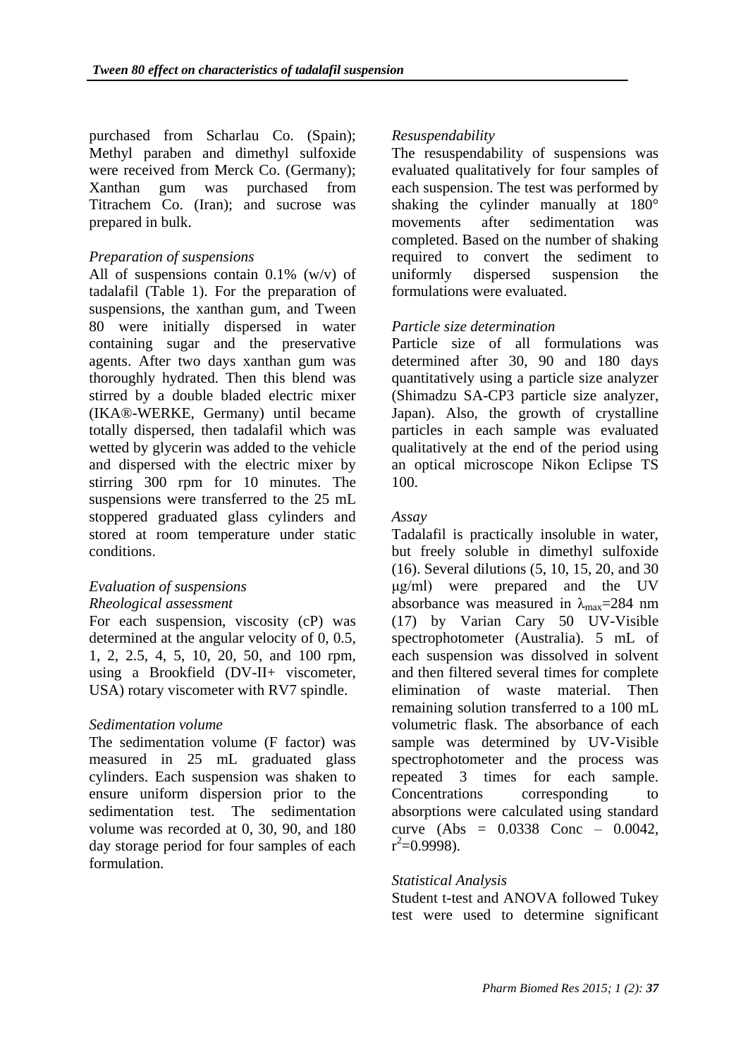purchased from Scharlau Co. (Spain); Methyl paraben and dimethyl sulfoxide were received from Merck Co. (Germany); Xanthan gum was purchased from Titrachem Co. (Iran); and sucrose was prepared in bulk.

*Preparation of suspensions*

All of suspensions contain 0.1% (w/v) of tadalafil (Table 1). For the preparation of suspensions, the xanthan gum, and Tween 80 were initially dispersed in water containing sugar and the preservative agents. After two days xanthan gum was thoroughly hydrated. Then this blend was stirred by a double bladed electric mixer (IKA®-WERKE, Germany) until became totally dispersed, then tadalafil which was wetted by glycerin was added to the vehicle and dispersed with the electric mixer by stirring 300 rpm for 10 minutes. The suspensions were transferred to the 25 mL stoppered graduated glass cylinders and stored at room temperature under static conditions.

*Evaluation of suspensions*

*Rheological assessment*

For each suspension, viscosity (cP) was determined at the angular velocity of 0, 0.5, 1, 2, 2.5, 4, 5, 10, 20, 50, and 100 rpm, using a Brookfield (DV-II+ viscometer, USA) rotary viscometer with RV7 spindle.

*Sedimentation volume*

The sedimentation volume (F factor) was measured in 25 mL graduated glass cylinders. Each suspension was shaken to ensure uniform dispersion prior to the sedimentation test. The sedimentation volume was recorded at 0, 30, 90, and 180 day storage period for four samples of each formulation.

*Resuspendability*

The resuspendability of suspensions was evaluated qualitatively for four samples of each suspension. The test was performed by shaking the cylinder manually at 180° movements after sedimentation was completed. Based on the number of shaking required to convert the sediment to uniformly dispersed suspension the formulations were evaluated.

*Particle size determination*

Particle size of all formulations was determined after 30, 90 and 180 days quantitatively using a particle size analyzer (Shimadzu SA-CP3 particle size analyzer, Japan). Also, the growth of crystalline particles in each sample was evaluated qualitatively at the end of the period using an optical microscope Nikon Eclipse TS 100.

*Assay*

Tadalafil is practically insoluble in water, but freely soluble in dimethyl sulfoxide (16). Several dilutions (5, 10, 15, 20, and 30 μg/ml) were prepared and the UV absorbance was measured in $\lambda_{max}$=284 nm (17) by Varian Cary 50 UV-Visible spectrophotometer (Australia). 5 mL of each suspension was dissolved in solvent and then filtered several times for complete elimination of waste material. Then remaining solution transferred to a 100 mL volumetric flask. The absorbance of each sample was determined by UV-Visible spectrophotometer and the process was repeated 3 times for each sample. Concentrations corresponding to absorptions were calculated using standard curve (Abs = 0.0338 Conc – 0.0042, $r^2$=0.9998).

*Statistical Analysis*

Student t-test and ANOVA followed Tukey test were used to determine significant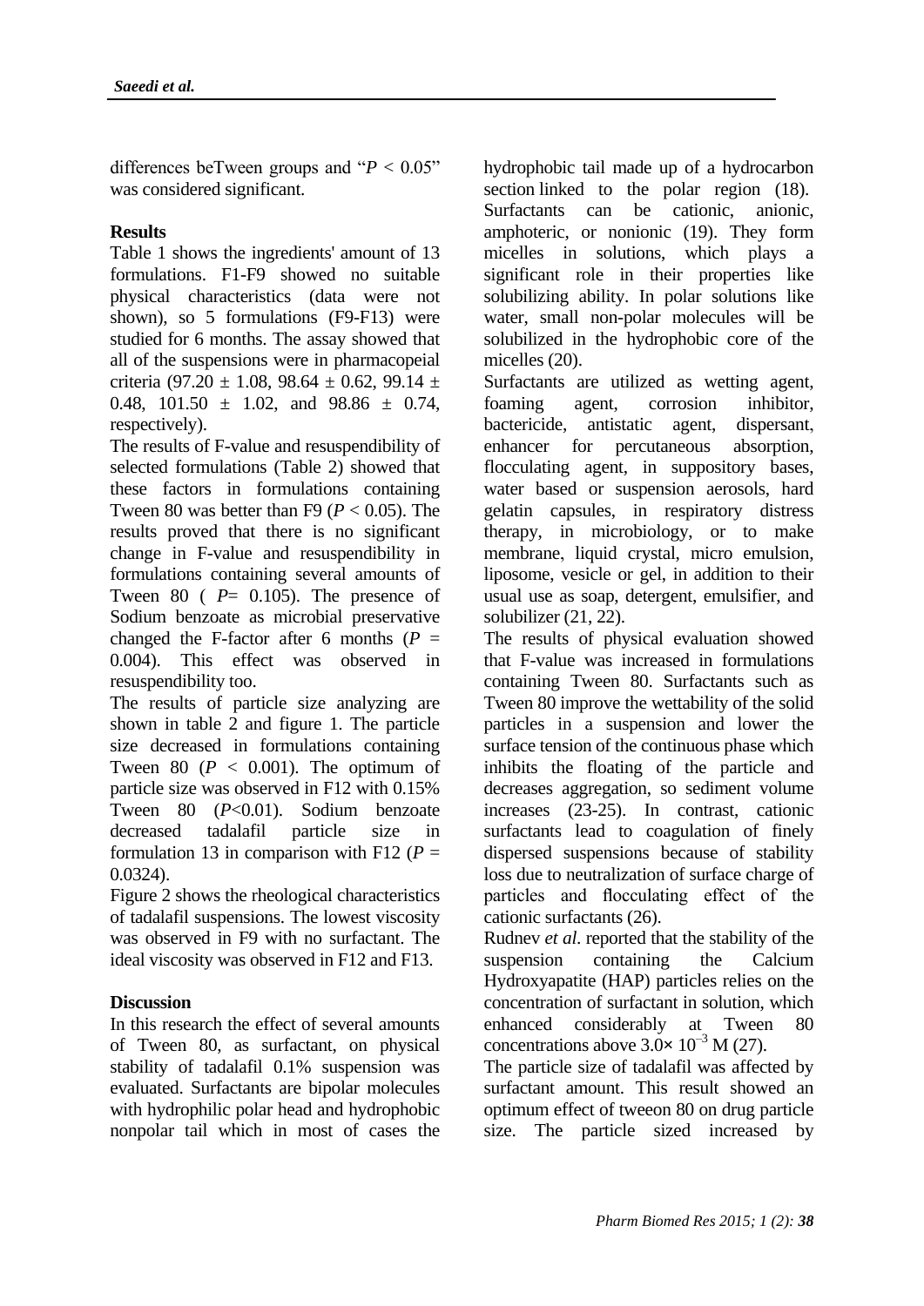differences beTween groups and "$P < 0.05$" was considered significant.

## Results

Table 1 shows the ingredients' amount of 13 formulations. F1-F9 showed no suitable physical characteristics (data were not shown), so 5 formulations (F9-F13) were studied for 6 months. The assay showed that all of the suspensions were in pharmacopeial criteria (97.20 ± 1.08, 98.64 ± 0.62, 99.14 ± 0.48, 101.50 ± 1.02, and 98.86 ± 0.74, respectively).

The results of F-value and resuspendibility of selected formulations (Table 2) showed that these factors in formulations containing Tween 80 was better than F9 ($P < 0.05$). The results proved that there is no significant change in F-value and resuspendibility in formulations containing several amounts of Tween 80 ( $P$= 0.105). The presence of Sodium benzoate as microbial preservative changed the F-factor after 6 months ($P$ = 0.004). This effect was observed in resuspendibility too.

The results of particle size analyzing are shown in table 2 and figure 1. The particle size decreased in formulations containing Tween 80 ($P < 0.001$). The optimum of particle size was observed in F12 with 0.15% Tween 80 ($P$<0.01). Sodium benzoate decreased tadalafil particle size in formulation 13 in comparison with F12 ($P$ = 0.0324).

Figure 2 shows the rheological characteristics of tadalafil suspensions. The lowest viscosity was observed in F9 with no surfactant. The ideal viscosity was observed in F12 and F13.

## Discussion

In this research the effect of several amounts of Tween 80, as surfactant, on physical stability of tadalafil 0.1% suspension was evaluated. Surfactants are bipolar molecules with hydrophilic polar head and hydrophobic nonpolar tail which in most of cases the hydrophobic tail made up of a hydrocarbon section linked to the polar region (18). Surfactants can be cationic, anionic, amphoteric, or nonionic (19). They form micelles in solutions, which plays a significant role in their properties like solubilizing ability. In polar solutions like water, small non-polar molecules will be solubilized in the hydrophobic core of the micelles (20).

Surfactants are utilized as wetting agent, foaming agent, corrosion inhibitor, bactericide, antistatic agent, dispersant, enhancer for percutaneous absorption, flocculating agent, in suppository bases, water based or suspension aerosols, hard gelatin capsules, in respiratory distress therapy, in microbiology, or to make membrane, liquid crystal, micro emulsion, liposome, vesicle or gel, in addition to their usual use as soap, detergent, emulsifier, and solubilizer (21, 22).

The results of physical evaluation showed that F-value was increased in formulations containing Tween 80. Surfactants such as Tween 80 improve the wettability of the solid particles in a suspension and lower the surface tension of the continuous phase which inhibits the floating of the particle and decreases aggregation, so sediment volume increases (23-25). In contrast, cationic surfactants lead to coagulation of finely dispersed suspensions because of stability loss due to neutralization of surface charge of particles and flocculating effect of the cationic surfactants (26).

Rudnev *et al*. reported that the stability of the suspension containing the Calcium Hydroxyapatite (HAP) particles relies on the concentration of surfactant in solution, which enhanced considerably at Tween 80 concentrations above $3.0\times 10^{-3}$ M (27).

The particle size of tadalafil was affected by surfactant amount. This result showed an optimum effect of tweeon 80 on drug particle size. The particle sized increased by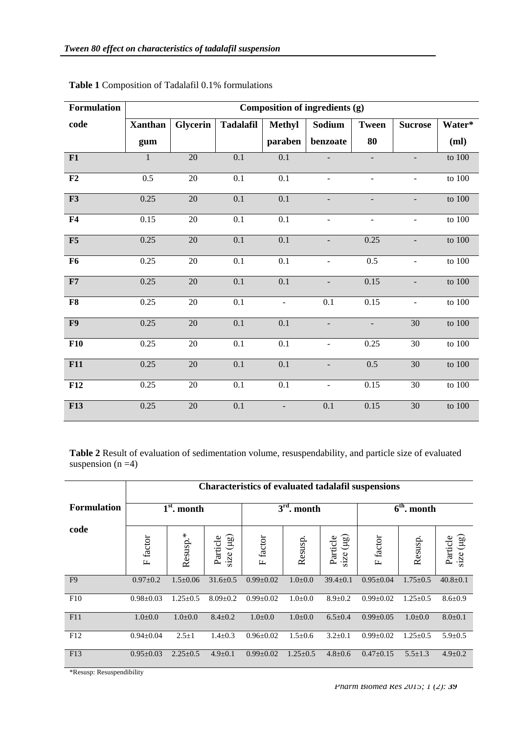**Table 1** Composition of Tadalafil 0.1% formulations

| Formulation code | Composition of ingredients (g) | | | | | | | |
|---|---|---|---|---|---|---|---|---|
| | Xanthan gum | Glycerin | Tadalafil | Methyl paraben | Sodium benzoate | Tween 80 | Sucrose | Water* (ml) |
| F1 | 1 | 20 | 0.1 | 0.1 | - | - | - | to 100 |
| F2 | 0.5 | 20 | 0.1 | 0.1 | - | - | - | to 100 |
| F3 | 0.25 | 20 | 0.1 | 0.1 | - | - | - | to 100 |
| F4 | 0.15 | 20 | 0.1 | 0.1 | - | - | - | to 100 |
| F5 | 0.25 | 20 | 0.1 | 0.1 | - | 0.25 | - | to 100 |
| F6 | 0.25 | 20 | 0.1 | 0.1 | - | 0.5 | - | to 100 |
| F7 | 0.25 | 20 | 0.1 | 0.1 | - | 0.15 | - | to 100 |
| F8 | 0.25 | 20 | 0.1 | - | 0.1 | 0.15 | - | to 100 |
| F9 | 0.25 | 20 | 0.1 | 0.1 | - | - | 30 | to 100 |
| F10 | 0.25 | 20 | 0.1 | 0.1 | - | 0.25 | 30 | to 100 |
| F11 | 0.25 | 20 | 0.1 | 0.1 | - | 0.5 | 30 | to 100 |
| F12 | 0.25 | 20 | 0.1 | 0.1 | - | 0.15 | 30 | to 100 |
| F13 | 0.25 | 20 | 0.1 | - | 0.1 | 0.15 | 30 | to 100 |

**Table 2** Result of evaluation of sedimentation volume, resuspendability, and particle size of evaluated suspension (n =4)

| Formulation code | Characteristics of evaluated tadalafil suspensions | | | | | | | | |
|---|---|---|---|---|---|---|---|---|---|
| | 1st. month | | | 3rd. month | | | 6th. month | | |
| | F factor | Resusp.* | Particle size (μg) | F factor | Resusp. | Particle size (μg) | F factor | Resusp. | Particle size (μg) |
| F9 | 0.97±0.2 | 1.5±0.06 | 31.6±0.5 | 0.99±0.02 | 1.0±0.0 | 39.4±0.1 | 0.95±0.04 | 1.75±0.5 | 40.8±0.1 |
| F10 | 0.98±0.03 | 1.25±0.5 | 8.09±0.2 | 0.99±0.02 | 1.0±0.0 | 8.9±0.2 | 0.99±0.02 | 1.25±0.5 | 8.6±0.9 |
| F11 | 1.0±0.0 | 1.0±0.0 | 8.4±0.2 | 1.0±0.0 | 1.0±0.0 | 6.5±0.4 | 0.99±0.05 | 1.0±0.0 | 8.0±0.1 |
| F12 | 0.94±0.04 | 2.5±1 | 1.4±0.3 | 0.96±0.02 | 1.5±0.6 | 3.2±0.1 | 0.99±0.02 | 1.25±0.5 | 5.9±0.5 |
| F13 | 0.95±0.03 | 2.25±0.5 | 4.9±0.1 | 0.99±0.02 | 1.25±0.5 | 4.8±0.6 | 0.47±0.15 | 5.5±1.3 | 4.9±0.2 |

*Resusp: Resuspendibility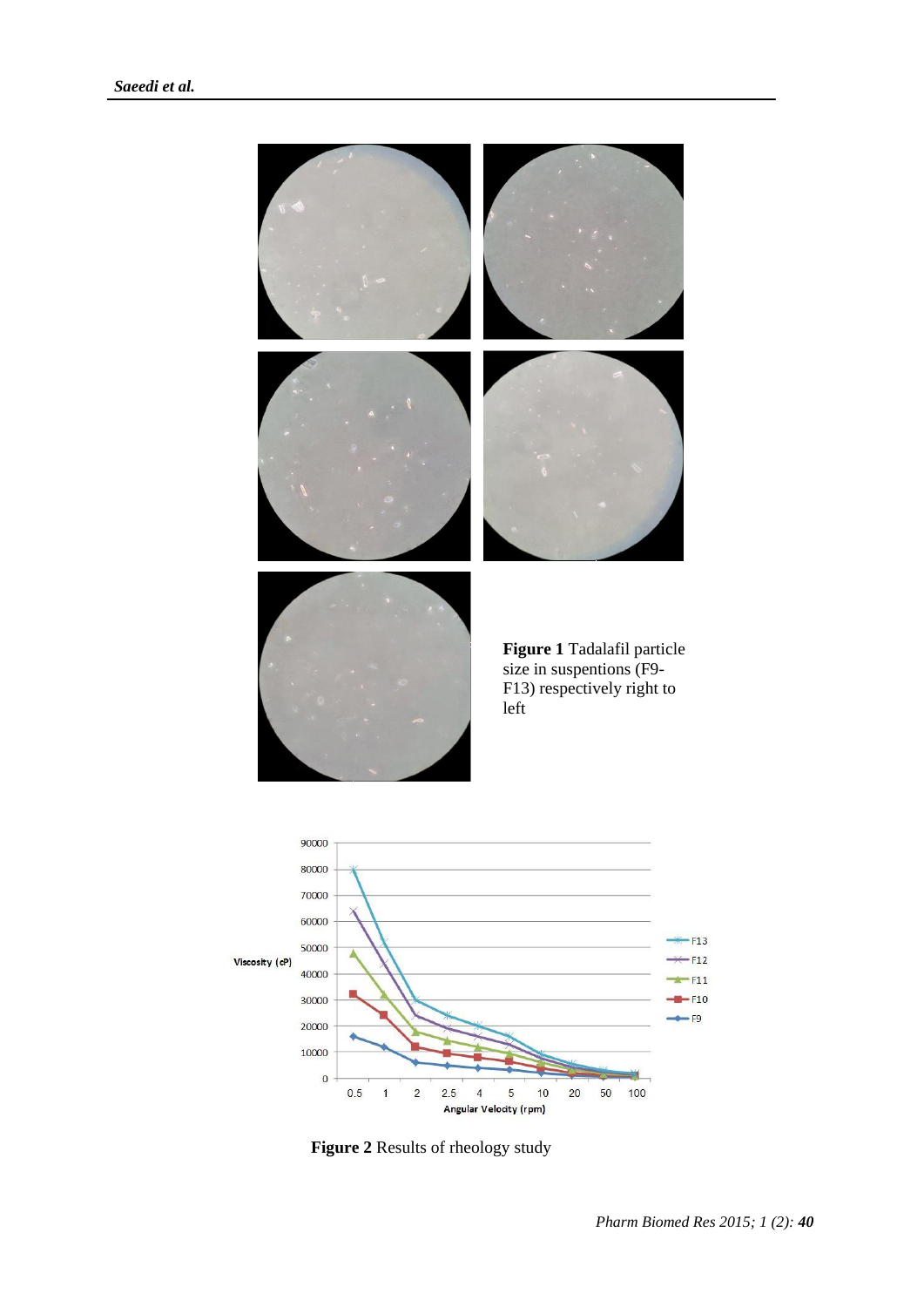**Figure 1** Tadalafil particle size in suspentions (F9-F13) respectively right to left

**Figure 2** Results of rheology study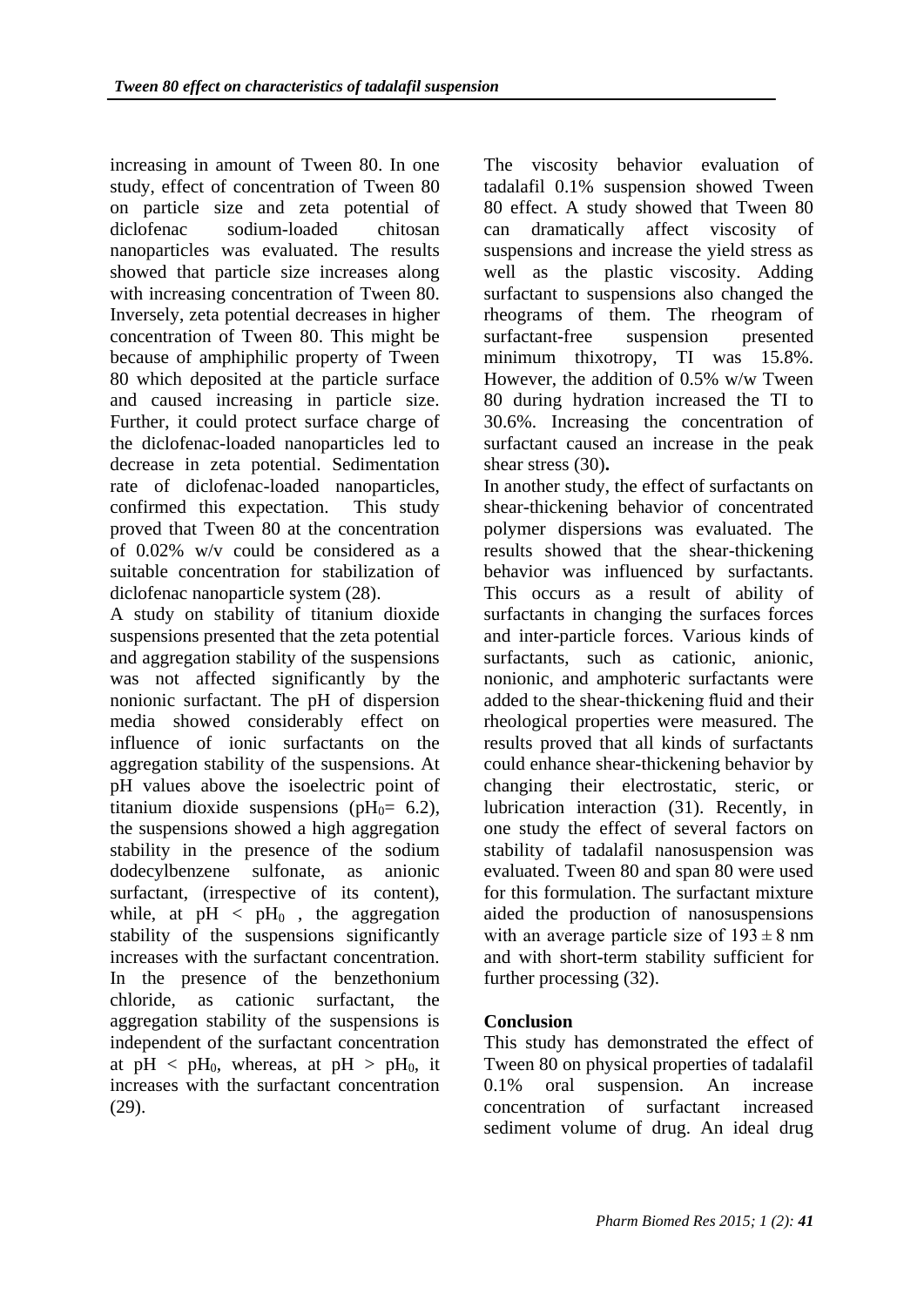increasing in amount of Tween 80. In one study, effect of concentration of Tween 80 on particle size and zeta potential of diclofenac sodium-loaded chitosan nanoparticles was evaluated. The results showed that particle size increases along with increasing concentration of Tween 80. Inversely, zeta potential decreases in higher concentration of Tween 80. This might be because of amphiphilic property of Tween 80 which deposited at the particle surface and caused increasing in particle size. Further, it could protect surface charge of the diclofenac-loaded nanoparticles led to decrease in zeta potential. Sedimentation rate of diclofenac-loaded nanoparticles, confirmed this expectation. This study proved that Tween 80 at the concentration of 0.02% w/v could be considered as a suitable concentration for stabilization of diclofenac nanoparticle system (28).

A study on stability of titanium dioxide suspensions presented that the zeta potential and aggregation stability of the suspensions was not affected significantly by the nonionic surfactant. The pH of dispersion media showed considerably effect on influence of ionic surfactants on the aggregation stability of the suspensions. At pH values above the isoelectric point of titanium dioxide suspensions ($pH_0$= 6.2), the suspensions showed a high aggregation stability in the presence of the sodium dodecylbenzene sulfonate, as anionic surfactant, (irrespective of its content), while, at pH < $pH_0$ , the aggregation stability of the suspensions significantly increases with the surfactant concentration. In the presence of the benzethonium chloride, as cationic surfactant, the aggregation stability of the suspensions is independent of the surfactant concentration at pH < $pH_0$, whereas, at pH > $pH_0$, it increases with the surfactant concentration (29).

The viscosity behavior evaluation of tadalafil 0.1% suspension showed Tween 80 effect. A study showed that Tween 80 can dramatically affect viscosity of suspensions and increase the yield stress as well as the plastic viscosity. Adding surfactant to suspensions also changed the rheograms of them. The rheogram of surfactant-free suspension presented minimum thixotropy, TI was 15.8%. However, the addition of 0.5% w/w Tween 80 during hydration increased the TI to 30.6%. Increasing the concentration of surfactant caused an increase in the peak shear stress (30)**.**

In another study, the effect of surfactants on shear-thickening behavior of concentrated polymer dispersions was evaluated. The results showed that the shear-thickening behavior was influenced by surfactants. This occurs as a result of ability of surfactants in changing the surfaces forces and inter-particle forces. Various kinds of surfactants, such as cationic, anionic, nonionic, and amphoteric surfactants were added to the shear-thickening fluid and their rheological properties were measured. The results proved that all kinds of surfactants could enhance shear-thickening behavior by changing their electrostatic, steric, or lubrication interaction (31). Recently, in one study the effect of several factors on stability of tadalafil nanosuspension was evaluated. Tween 80 and span 80 were used for this formulation. The surfactant mixture aided the production of nanosuspensions with an average particle size of $193 \pm 8$ nm and with short-term stability sufficient for further processing (32).

## Conclusion

This study has demonstrated the effect of Tween 80 on physical properties of tadalafil 0.1% oral suspension. An increase concentration of surfactant increased sediment volume of drug. An ideal drug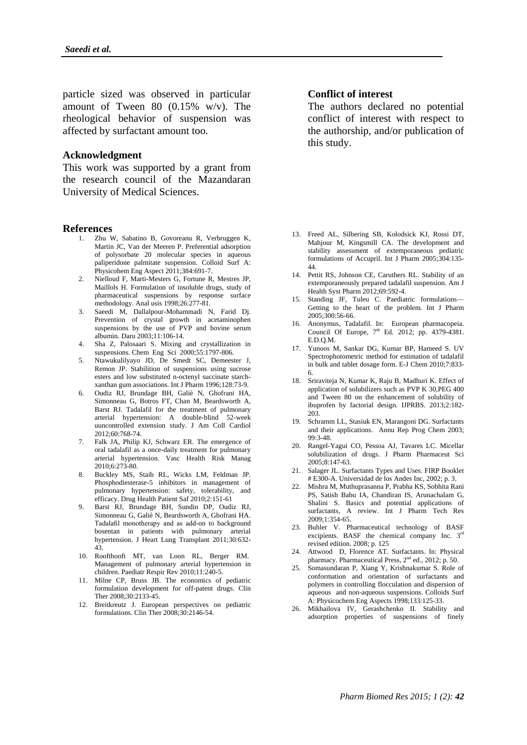particle sized was observed in particular amount of Tween 80 (0.15% w/v). The rheological behavior of suspension was affected by surfactant amount too.

## Acknowledgment

This work was supported by a grant from the research council of the Mazandaran University of Medical Sciences.

## Conflict of interest

The authors declared no potential conflict of interest with respect to the authorship, and/or publication of this study.

## References

1. Zhu W, Sabatino B, Govoreanu R, Verbruggen K, Martin JC, Van der Meeren P. Preferential adsorption of polysorbate 20 molecular species in aqueous paliperidone palmitate suspension. Colloid Surf A: Physicohem Eng Aspect 2011;384:691-7.
2. Nielloud F, Marti-Mesters G, Fortune R, Mestres JP, Maillols H. Formulation of insoluble drugs, study of pharmaceutical suspensions by response surface methodology. Anal usis 1998;26:277-81.
3. Saeedi M, Dallalpour-Mohammadi N, Farid Dj. Prevention of crystal growth in acetaminophen suspensions by the use of PVP and bovine serum albumin. Daru 2003;11:106-14.
4. Sha Z, Palosaari S. Mixing and crystallization in suspensions. Chem Eng Sci 2000;55:1797-806.
5. Ntawukulilyayo JD, De Smedt SC, Demeester J, Remon JP. Stabilition of suspensions using sucrose esters and low substituted n-octenyl succinate starch-xanthan gum associations. Int J Pharm 1996;128:73-9.
6. Oudiz RJ, Brundage BH, Galiè N, Ghofrani HA, Simonneau G, Botros FT, Chan M, Beardsworth A, Barst RJ. Tadalafil for the treatment of pulmonary arterial hypertension: A double-blind 52-week uuncontrolled extension study. J Am Coll Cardiol 2012;60:768-74.
7. Falk JA, Philip KJ, Schwarz ER. The emergence of oral tadalafil as a once-daily treatment for pulmonary arterial hypertension. Vasc Health Risk Manag 2010;6:273-80.
8. Buckley MS, Staib RL, Wicks LM, Feldman JP. Phosphodiesterase-5 inhibitors in management of pulmonary hypertension: safety, tolerability, and efficacy. Drug Health Patient Saf 2010;2:151-61
9. Barst RJ, Brundage BH, Sundin DP, Oudiz RJ, Simonneau G, Galiè N, Beardsworth A, Ghofrani HA. Tadalafil monotherapy and as add-on to background bosentan in patients with pulmonary arterial hypertension. J Heart Lung Transplant 2011;30:632-43.
10. Roofthooft MT, van Loon RL, Berger RM. Management of pulmonary arterial hypertension in children. Paediatr Respir Rev 2010;11:240-5.
11. Milne CP, Bruss JB. The economics of pediatric formulation development for off-patent drugs. Clin Ther 2008;30:2133-45.
12. Breitkreutz J. European perspectives on pediatric formulations. Clin Ther 2008;30:2146-54.
13. Freed AL, Silbering SB, Kolodsick KJ, Rossi DT, Mahjour M, Kingsmill CA. The development and stability assessment of extemporaneous pediatric formulations of Accupril. Int J Pharm 2005;304:135-44.
14. Pettit RS, Johnson CE, Caruthers RL. Stability of an extemporaneously prepared tadalafil suspension. Am J Health Syst Pharm 2012;69:592-4.
15. Standing JF, Tuleu C. Paediatric formulations—Getting to the heart of the problem. Int J Pharm 2005;300:56-66.
16. Anonymus, Tadalafil. In: European pharmacopeia. Council Of Europe, 7th Ed. 2012; pp. 4379-4381. E.D.Q.M.
17. Yunoos M, Sankar DG, Kumar BP, Hameed S. UV Spectrophotometric method for estimation of tadalafil in bulk and tablet dosage form. E-J Chem 2010;7:833-6.
18. Sriraviteja N, Kumar K, Raju B, Madhuri K. Effect of application of solubilizers such as PVP K 30,PEG 400 and Tween 80 on the enhancement of solubility of ibuprofen by factorial design. IJPRBS. 2013;2:182-203.
19. Schramm LL, Stasiuk EN, Marangoni DG. Surfactants and their applications. Annu Rep Prog Chem 2003; 99:3-48.
20. Rangel-Yagui CO, Pessoa AJ, Tavares LC. Micellar solubilization of drugs. J Pharm Pharmaceut Sci 2005;8:147-63.
21. Salager JL. Surfactants Types and Uses. FIRP Booklet # E300-A. Universidad de los Andes Inc, 2002; p. 3.
22. Mishra M, Muthuprasanna P, Prabha KS, Sobhita Rani PS, Satish Babu IA, Chandiran IS, Arunachalam G, Shalini S. Basics and potential applications of surfactants, A review. Int J Pharm Tech Res 2009;1:354-65.
23. Buhler V. Pharmaceutical technology of BASF excipients. BASF the chemical company Inc. 3rd revised edition. 2008; p. 125
24. Attwood D, Florence AT. Surfactants. In: Physical pharmacy. Pharmaceutical Press, 2nd ed., 2012; p. 50.
25. Somasundaran P, Xiang Y, Krishnakumar S. Role of conformation and orientation of surfactants and polymers in controlling flocculation and dispersion of aqueous and non-aqueous suspensions. Colloids Surf A: Physicochem Eng Aspects 1998;133:125-33.
26. Mikhailova IV, Gerashchenko II. Stability and adsorption properties of suspensions of finely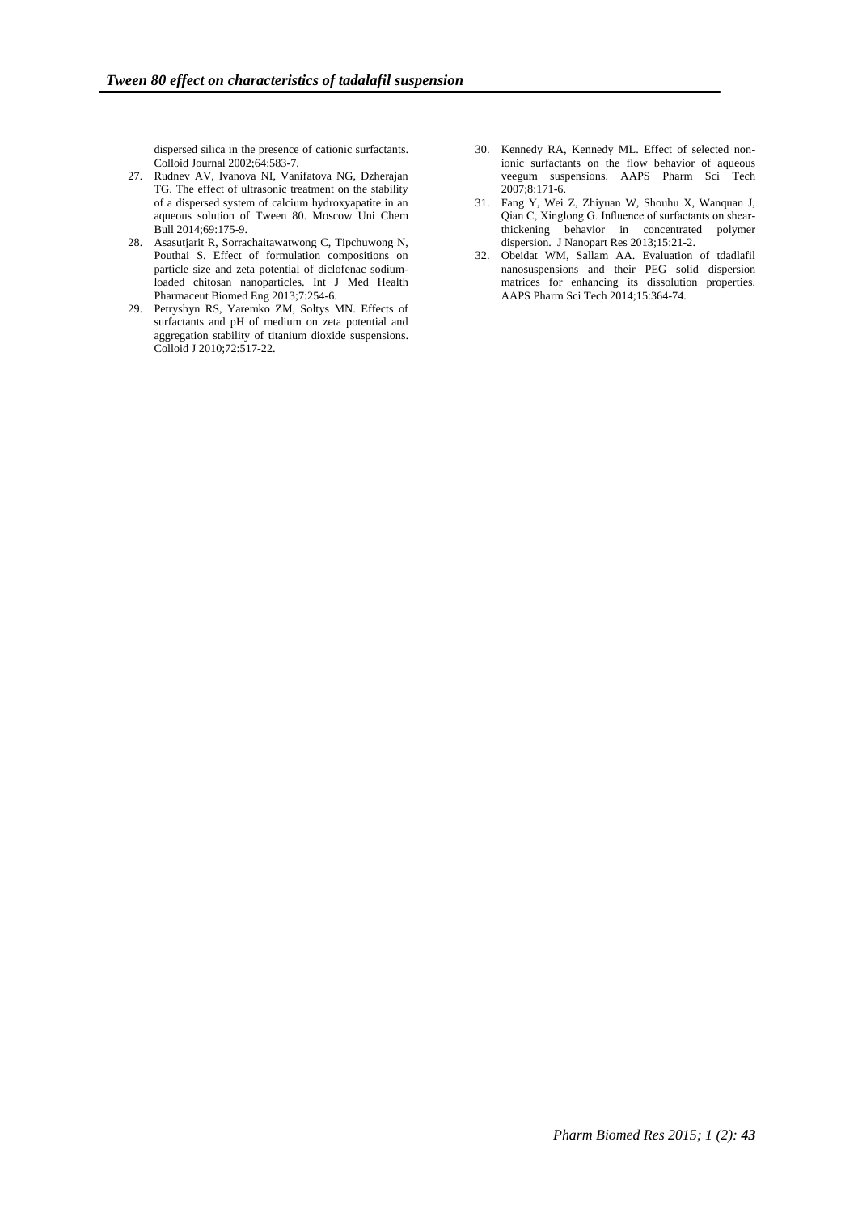dispersed silica in the presence of cationic surfactants. Colloid Journal 2002;64:583-7.

27. Rudnev AV, Ivanova NI, Vanifatova NG, Dzherajan TG. The effect of ultrasonic treatment on the stability of a dispersed system of calcium hydroxyapatite in an aqueous solution of Tween 80. Moscow Uni Chem Bull 2014;69:175-9.
28. Asasutjarit R, Sorrachaitawatwong C, Tipchuwong N, Pouthai S. Effect of formulation compositions on particle size and zeta potential of diclofenac sodium-loaded chitosan nanoparticles. Int J Med Health Pharmaceut Biomed Eng 2013;7:254-6.
29. Petryshyn RS, Yaremko ZM, Soltys MN. Effects of surfactants and pH of medium on zeta potential and aggregation stability of titanium dioxide suspensions. Colloid J 2010;72:517-22.
30. Kennedy RA, Kennedy ML. Effect of selected non-ionic surfactants on the flow behavior of aqueous veegum suspensions. AAPS Pharm Sci Tech 2007;8:171-6.
31. Fang Y, Wei Z, Zhiyuan W, Shouhu X, Wanquan J, Qian C, Xinglong G. Influence of surfactants on shear-thickening behavior in concentrated polymer dispersion. J Nanopart Res 2013;15:21-2.
32. Obeidat WM, Sallam AA. Evaluation of tdadlafil nanosuspensions and their PEG solid dispersion matrices for enhancing its dissolution properties. AAPS Pharm Sci Tech 2014;15:364-74.